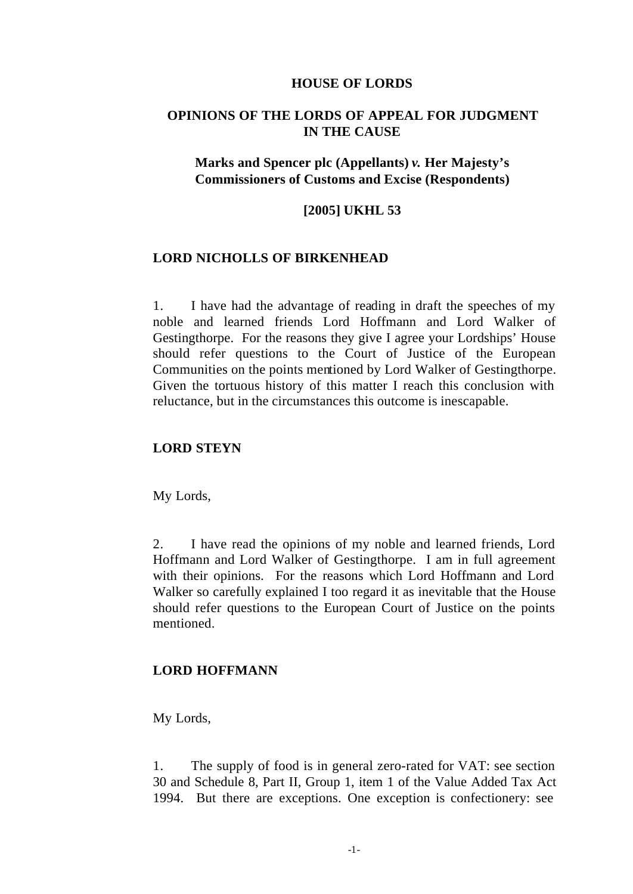**HOUSE OF LORDS**

**OPINIONS OF THE LORDS OF APPEAL FOR JUDGMENT IN THE CAUSE**

**Marks and Spencer plc (Appellants) *v.* Her Majesty's Commissioners of Customs and Excise (Respondents)**

**[2005] UKHL 53**

**LORD NICHOLLS OF BIRKENHEAD**

1. I have had the advantage of reading in draft the speeches of my noble and learned friends Lord Hoffmann and Lord Walker of Gestingthorpe. For the reasons they give I agree your Lordships' House should refer questions to the Court of Justice of the European Communities on the points mentioned by Lord Walker of Gestingthorpe. Given the tortuous history of this matter I reach this conclusion with reluctance, but in the circumstances this outcome is inescapable.

**LORD STEYN**

My Lords,

2. I have read the opinions of my noble and learned friends, Lord Hoffmann and Lord Walker of Gestingthorpe. I am in full agreement with their opinions. For the reasons which Lord Hoffmann and Lord Walker so carefully explained I too regard it as inevitable that the House should refer questions to the European Court of Justice on the points mentioned.

**LORD HOFFMANN**

My Lords,

1. The supply of food is in general zero-rated for VAT: see section 30 and Schedule 8, Part II, Group 1, item 1 of the Value Added Tax Act 1994. But there are exceptions. One exception is confectionery: see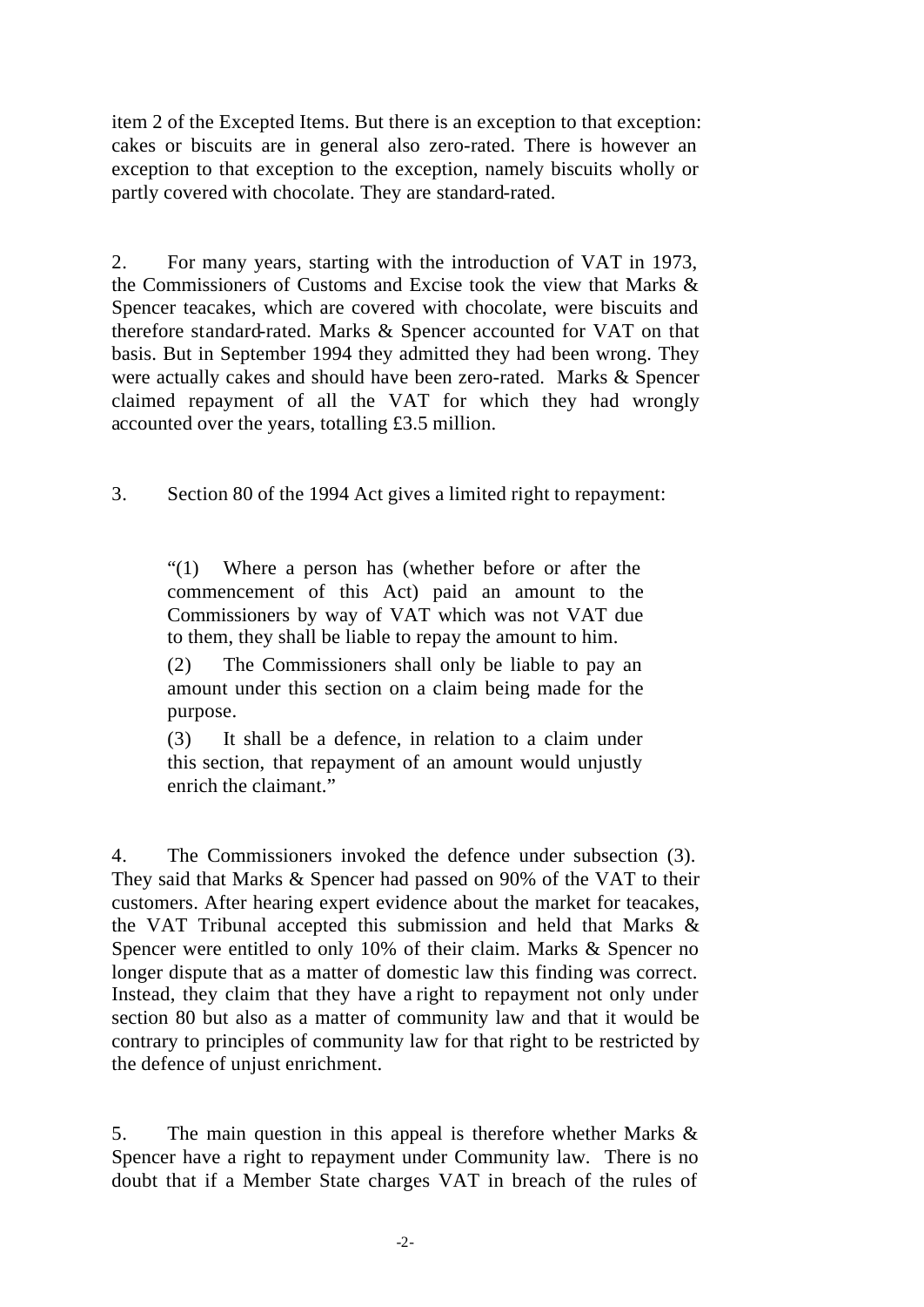item 2 of the Excepted Items. But there is an exception to that exception: cakes or biscuits are in general also zero-rated. There is however an exception to that exception to the exception, namely biscuits wholly or partly covered with chocolate. They are standard-rated.

2. For many years, starting with the introduction of VAT in 1973, the Commissioners of Customs and Excise took the view that Marks & Spencer teacakes, which are covered with chocolate, were biscuits and therefore standard-rated. Marks & Spencer accounted for VAT on that basis. But in September 1994 they admitted they had been wrong. They were actually cakes and should have been zero-rated. Marks & Spencer claimed repayment of all the VAT for which they had wrongly accounted over the years, totalling £3.5 million.

3. Section 80 of the 1994 Act gives a limited right to repayment:

> "(1) Where a person has (whether before or after the commencement of this Act) paid an amount to the Commissioners by way of VAT which was not VAT due to them, they shall be liable to repay the amount to him.
>
> (2) The Commissioners shall only be liable to pay an amount under this section on a claim being made for the purpose.
>
> (3) It shall be a defence, in relation to a claim under this section, that repayment of an amount would unjustly enrich the claimant."

4. The Commissioners invoked the defence under subsection (3). They said that Marks & Spencer had passed on 90% of the VAT to their customers. After hearing expert evidence about the market for teacakes, the VAT Tribunal accepted this submission and held that Marks & Spencer were entitled to only 10% of their claim. Marks & Spencer no longer dispute that as a matter of domestic law this finding was correct. Instead, they claim that they have a right to repayment not only under section 80 but also as a matter of community law and that it would be contrary to principles of community law for that right to be restricted by the defence of unjust enrichment.

5. The main question in this appeal is therefore whether Marks & Spencer have a right to repayment under Community law. There is no doubt that if a Member State charges VAT in breach of the rules of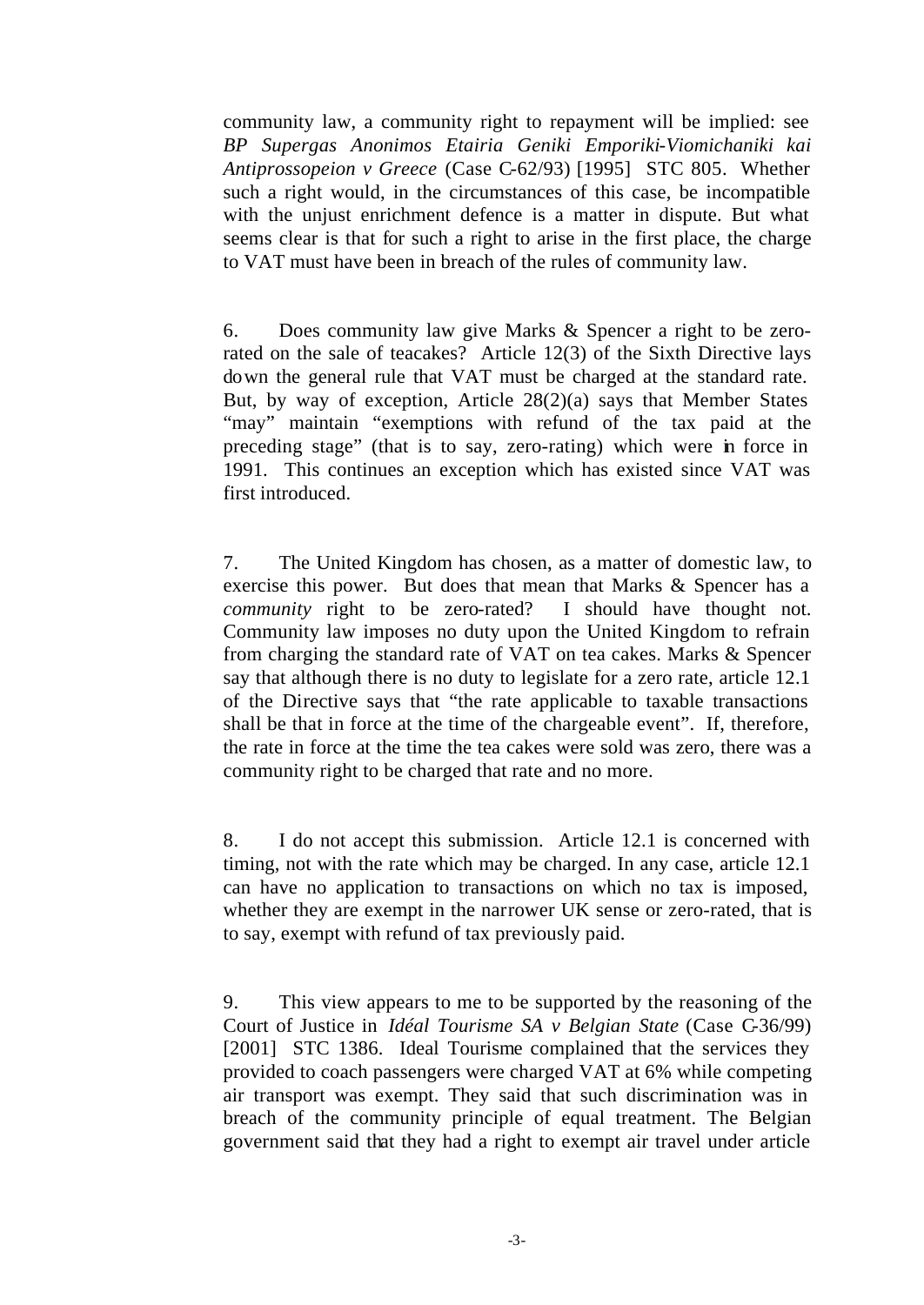community law, a community right to repayment will be implied: see *BP Supergas Anonimos Etairia Geniki Emporiki-Viomichaniki kai Antiprossopeion v Greece* (Case C-62/93) [1995] STC 805. Whether such a right would, in the circumstances of this case, be incompatible with the unjust enrichment defence is a matter in dispute. But what seems clear is that for such a right to arise in the first place, the charge to VAT must have been in breach of the rules of community law.

6. Does community law give Marks & Spencer a right to be zero-rated on the sale of teacakes? Article 12(3) of the Sixth Directive lays down the general rule that VAT must be charged at the standard rate. But, by way of exception, Article 28(2)(a) says that Member States "may" maintain "exemptions with refund of the tax paid at the preceding stage" (that is to say, zero-rating) which were in force in 1991. This continues an exception which has existed since VAT was first introduced.

7. The United Kingdom has chosen, as a matter of domestic law, to exercise this power. But does that mean that Marks & Spencer has a *community* right to be zero-rated? I should have thought not. Community law imposes no duty upon the United Kingdom to refrain from charging the standard rate of VAT on tea cakes. Marks & Spencer say that although there is no duty to legislate for a zero rate, article 12.1 of the Directive says that "the rate applicable to taxable transactions shall be that in force at the time of the chargeable event". If, therefore, the rate in force at the time the tea cakes were sold was zero, there was a community right to be charged that rate and no more.

8. I do not accept this submission. Article 12.1 is concerned with timing, not with the rate which may be charged. In any case, article 12.1 can have no application to transactions on which no tax is imposed, whether they are exempt in the narrower UK sense or zero-rated, that is to say, exempt with refund of tax previously paid.

9. This view appears to me to be supported by the reasoning of the Court of Justice in *Idéal Tourisme SA v Belgian State* (Case C-36/99) [2001] STC 1386. Ideal Tourisme complained that the services they provided to coach passengers were charged VAT at 6% while competing air transport was exempt. They said that such discrimination was in breach of the community principle of equal treatment. The Belgian government said that they had a right to exempt air travel under article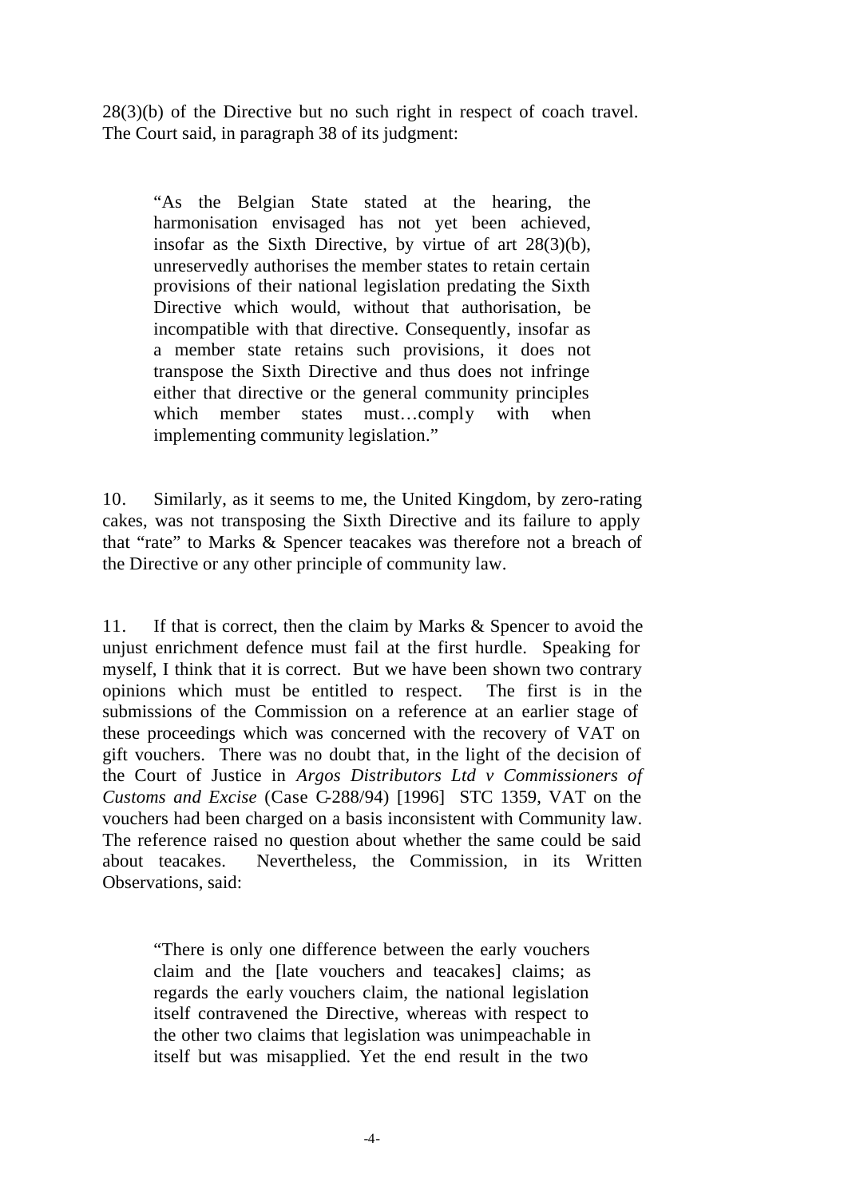28(3)(b) of the Directive but no such right in respect of coach travel. The Court said, in paragraph 38 of its judgment:

> "As the Belgian State stated at the hearing, the harmonisation envisaged has not yet been achieved, insofar as the Sixth Directive, by virtue of art 28(3)(b), unreservedly authorises the member states to retain certain provisions of their national legislation predating the Sixth Directive which would, without that authorisation, be incompatible with that directive. Consequently, insofar as a member state retains such provisions, it does not transpose the Sixth Directive and thus does not infringe either that directive or the general community principles which member states must…comply with when implementing community legislation."

10. Similarly, as it seems to me, the United Kingdom, by zero-rating cakes, was not transposing the Sixth Directive and its failure to apply that "rate" to Marks & Spencer teacakes was therefore not a breach of the Directive or any other principle of community law.

11. If that is correct, then the claim by Marks & Spencer to avoid the unjust enrichment defence must fail at the first hurdle. Speaking for myself, I think that it is correct. But we have been shown two contrary opinions which must be entitled to respect. The first is in the submissions of the Commission on a reference at an earlier stage of these proceedings which was concerned with the recovery of VAT on gift vouchers. There was no doubt that, in the light of the decision of the Court of Justice in *Argos Distributors Ltd v Commissioners of Customs and Excise* (Case C-288/94) [1996] STC 1359, VAT on the vouchers had been charged on a basis inconsistent with Community law. The reference raised no question about whether the same could be said about teacakes. Nevertheless, the Commission, in its Written Observations, said:

> "There is only one difference between the early vouchers claim and the [late vouchers and teacakes] claims; as regards the early vouchers claim, the national legislation itself contravened the Directive, whereas with respect to the other two claims that legislation was unimpeachable in itself but was misapplied. Yet the end result in the two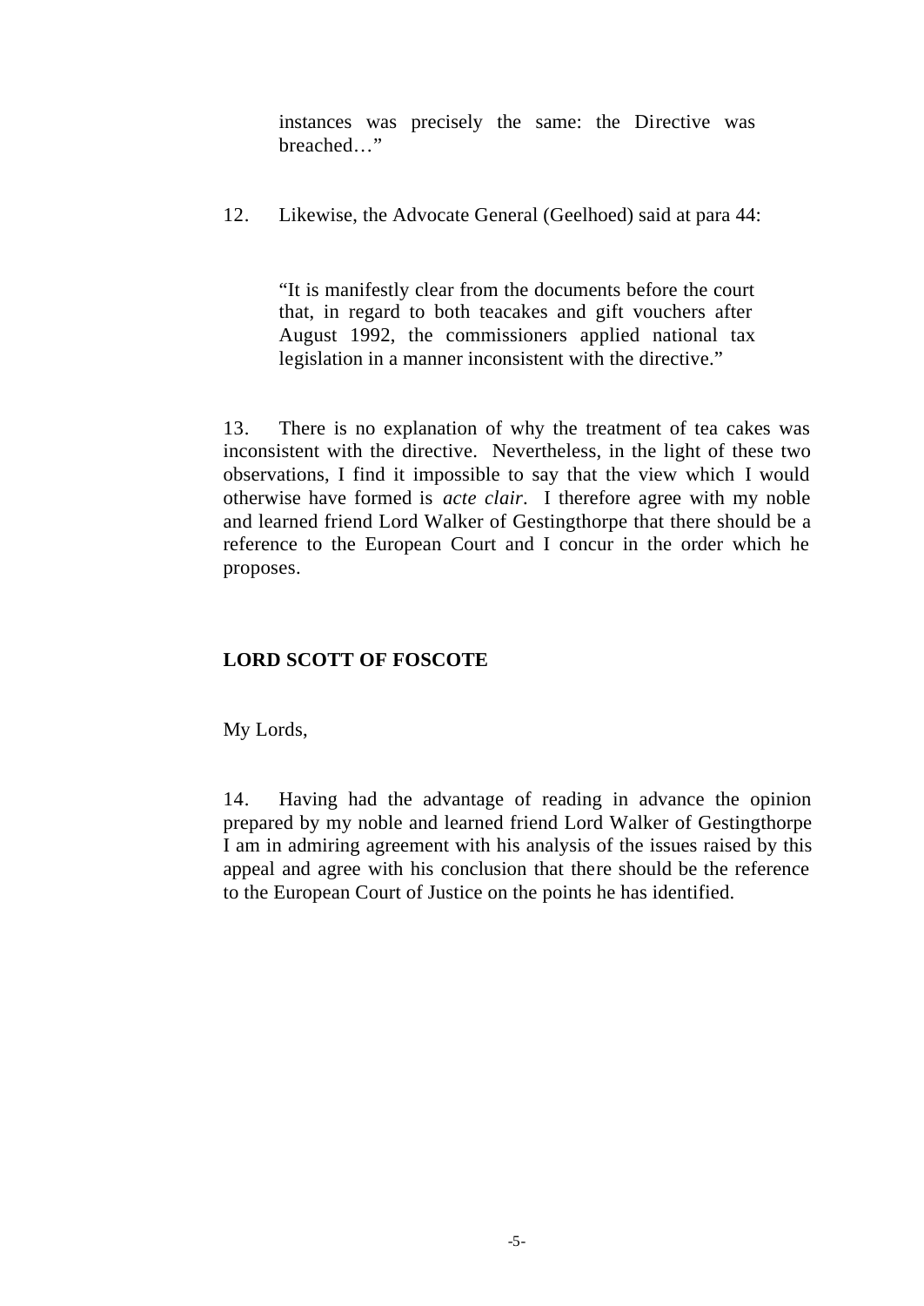> instances was precisely the same: the Directive was breached…"

12. Likewise, the Advocate General (Geelhoed) said at para 44:

> "It is manifestly clear from the documents before the court that, in regard to both teacakes and gift vouchers after August 1992, the commissioners applied national tax legislation in a manner inconsistent with the directive."

13. There is no explanation of why the treatment of tea cakes was inconsistent with the directive. Nevertheless, in the light of these two observations, I find it impossible to say that the view which I would otherwise have formed is *acte clair*. I therefore agree with my noble and learned friend Lord Walker of Gestingthorpe that there should be a reference to the European Court and I concur in the order which he proposes.

**LORD SCOTT OF FOSCOTE**

My Lords,

14. Having had the advantage of reading in advance the opinion prepared by my noble and learned friend Lord Walker of Gestingthorpe I am in admiring agreement with his analysis of the issues raised by this appeal and agree with his conclusion that there should be the reference to the European Court of Justice on the points he has identified.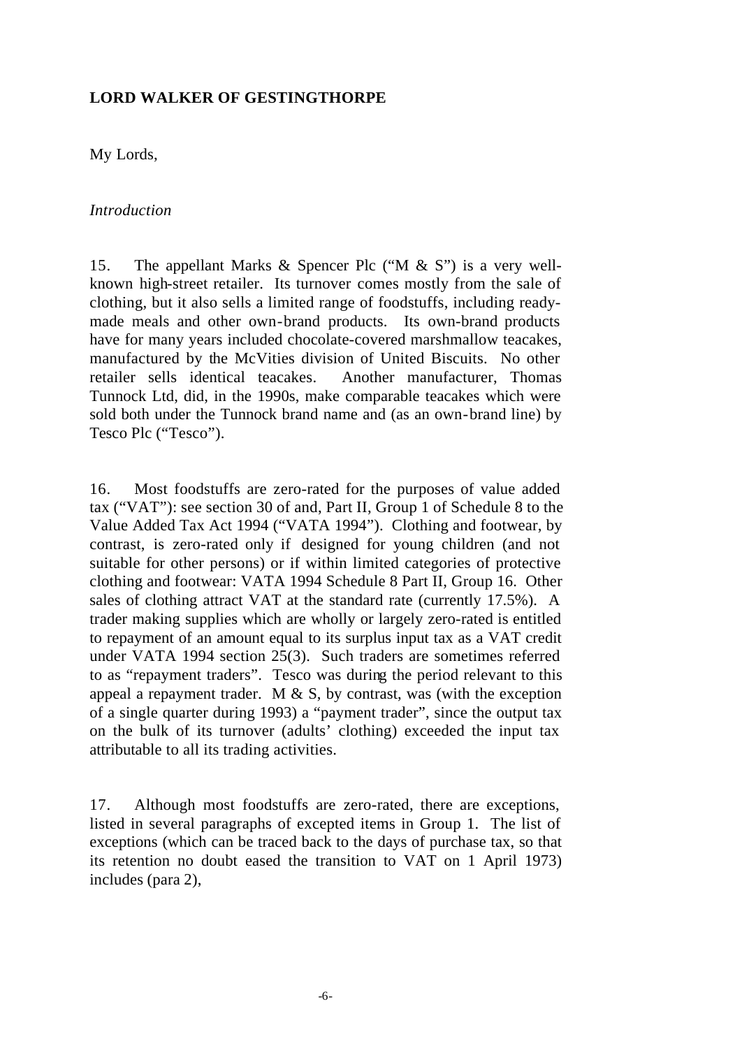**LORD WALKER OF GESTINGTHORPE**

My Lords,

*Introduction*

15. The appellant Marks & Spencer Plc ("M & S") is a very well-known high-street retailer. Its turnover comes mostly from the sale of clothing, but it also sells a limited range of foodstuffs, including ready-made meals and other own-brand products. Its own-brand products have for many years included chocolate-covered marshmallow teacakes, manufactured by the McVities division of United Biscuits. No other retailer sells identical teacakes. Another manufacturer, Thomas Tunnock Ltd, did, in the 1990s, make comparable teacakes which were sold both under the Tunnock brand name and (as an own-brand line) by Tesco Plc ("Tesco").

16. Most foodstuffs are zero-rated for the purposes of value added tax ("VAT"): see section 30 of and, Part II, Group 1 of Schedule 8 to the Value Added Tax Act 1994 ("VATA 1994"). Clothing and footwear, by contrast, is zero-rated only if designed for young children (and not suitable for other persons) or if within limited categories of protective clothing and footwear: VATA 1994 Schedule 8 Part II, Group 16. Other sales of clothing attract VAT at the standard rate (currently 17.5%). A trader making supplies which are wholly or largely zero-rated is entitled to repayment of an amount equal to its surplus input tax as a VAT credit under VATA 1994 section 25(3). Such traders are sometimes referred to as "repayment traders". Tesco was during the period relevant to this appeal a repayment trader. M & S, by contrast, was (with the exception of a single quarter during 1993) a "payment trader", since the output tax on the bulk of its turnover (adults' clothing) exceeded the input tax attributable to all its trading activities.

17. Although most foodstuffs are zero-rated, there are exceptions, listed in several paragraphs of excepted items in Group 1. The list of exceptions (which can be traced back to the days of purchase tax, so that its retention no doubt eased the transition to VAT on 1 April 1973) includes (para 2),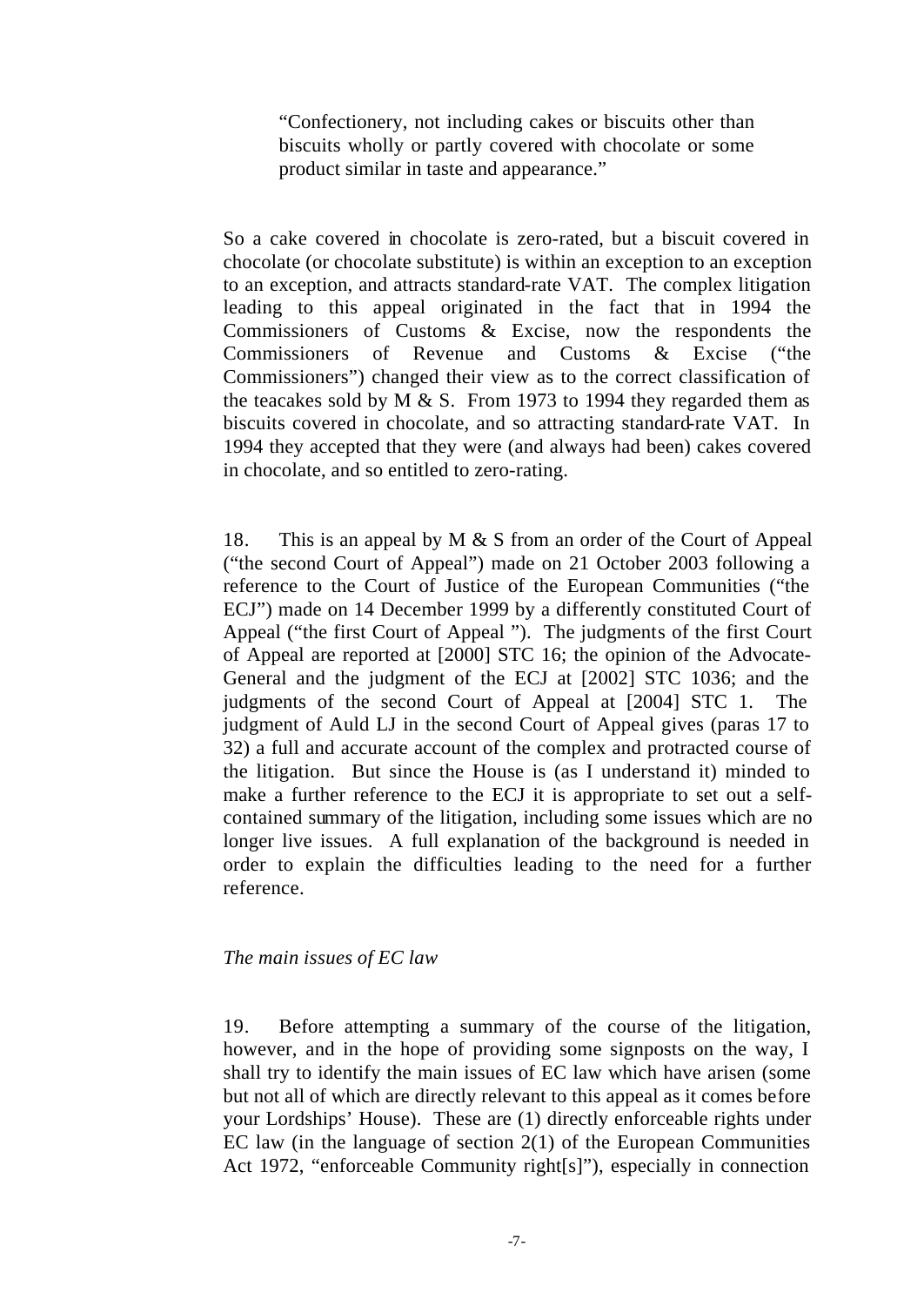> "Confectionery, not including cakes or biscuits other than biscuits wholly or partly covered with chocolate or some product similar in taste and appearance."

So a cake covered in chocolate is zero-rated, but a biscuit covered in chocolate (or chocolate substitute) is within an exception to an exception to an exception, and attracts standard-rate VAT. The complex litigation leading to this appeal originated in the fact that in 1994 the Commissioners of Customs & Excise, now the respondents the Commissioners of Revenue and Customs & Excise ("the Commissioners") changed their view as to the correct classification of the teacakes sold by M & S. From 1973 to 1994 they regarded them as biscuits covered in chocolate, and so attracting standard-rate VAT. In 1994 they accepted that they were (and always had been) cakes covered in chocolate, and so entitled to zero-rating.

18. This is an appeal by M & S from an order of the Court of Appeal ("the second Court of Appeal") made on 21 October 2003 following a reference to the Court of Justice of the European Communities ("the ECJ") made on 14 December 1999 by a differently constituted Court of Appeal ("the first Court of Appeal "). The judgments of the first Court of Appeal are reported at [2000] STC 16; the opinion of the Advocate-General and the judgment of the ECJ at [2002] STC 1036; and the judgments of the second Court of Appeal at [2004] STC 1. The judgment of Auld LJ in the second Court of Appeal gives (paras 17 to 32) a full and accurate account of the complex and protracted course of the litigation. But since the House is (as I understand it) minded to make a further reference to the ECJ it is appropriate to set out a self-contained summary of the litigation, including some issues which are no longer live issues. A full explanation of the background is needed in order to explain the difficulties leading to the need for a further reference.

*The main issues of EC law*

19. Before attempting a summary of the course of the litigation, however, and in the hope of providing some signposts on the way, I shall try to identify the main issues of EC law which have arisen (some but not all of which are directly relevant to this appeal as it comes before your Lordships' House). These are (1) directly enforceable rights under EC law (in the language of section 2(1) of the European Communities Act 1972, "enforceable Community right[s]"), especially in connection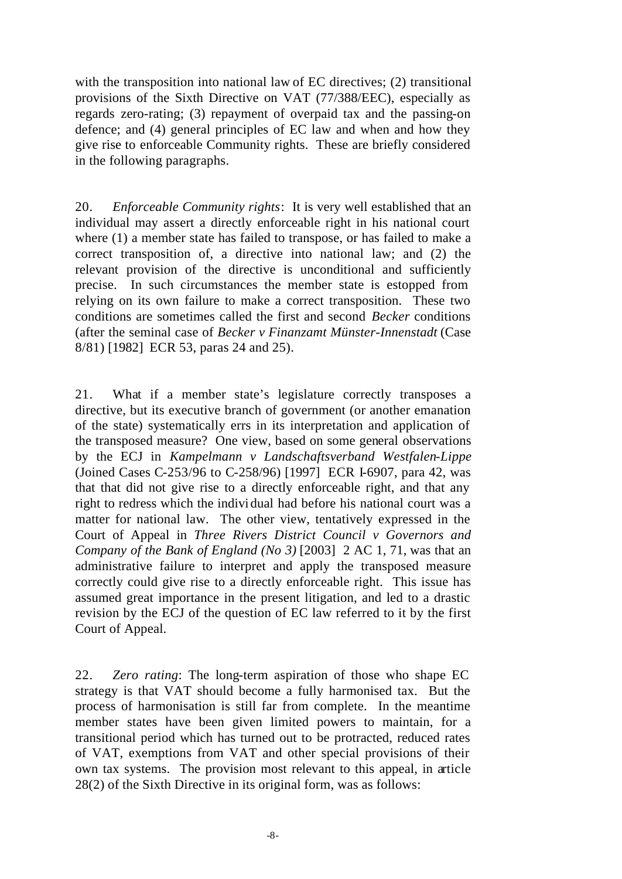with the transposition into national law of EC directives; (2) transitional provisions of the Sixth Directive on VAT (77/388/EEC), especially as regards zero-rating; (3) repayment of overpaid tax and the passing-on defence; and (4) general principles of EC law and when and how they give rise to enforceable Community rights. These are briefly considered in the following paragraphs.

20. *Enforceable Community rights*: It is very well established that an individual may assert a directly enforceable right in his national court where (1) a member state has failed to transpose, or has failed to make a correct transposition of, a directive into national law; and (2) the relevant provision of the directive is unconditional and sufficiently precise. In such circumstances the member state is estopped from relying on its own failure to make a correct transposition. These two conditions are sometimes called the first and second *Becker* conditions (after the seminal case of *Becker v Finanzamt Münster-Innenstadt* (Case 8/81) [1982] ECR 53, paras 24 and 25).

21. What if a member state's legislature correctly transposes a directive, but its executive branch of government (or another emanation of the state) systematically errs in its interpretation and application of the transposed measure? One view, based on some general observations by the ECJ in *Kampelmann v Landschaftsverband Westfalen-Lippe* (Joined Cases C-253/96 to C-258/96) [1997] ECR I-6907, para 42, was that that did not give rise to a directly enforceable right, and that any right to redress which the individual had before his national court was a matter for national law. The other view, tentatively expressed in the Court of Appeal in *Three Rivers District Council v Governors and Company of the Bank of England (No 3)* [2003] 2 AC 1, 71, was that an administrative failure to interpret and apply the transposed measure correctly could give rise to a directly enforceable right. This issue has assumed great importance in the present litigation, and led to a drastic revision by the ECJ of the question of EC law referred to it by the first Court of Appeal.

22. *Zero rating*: The long-term aspiration of those who shape EC strategy is that VAT should become a fully harmonised tax. But the process of harmonisation is still far from complete. In the meantime member states have been given limited powers to maintain, for a transitional period which has turned out to be protracted, reduced rates of VAT, exemptions from VAT and other special provisions of their own tax systems. The provision most relevant to this appeal, in article 28(2) of the Sixth Directive in its original form, was as follows: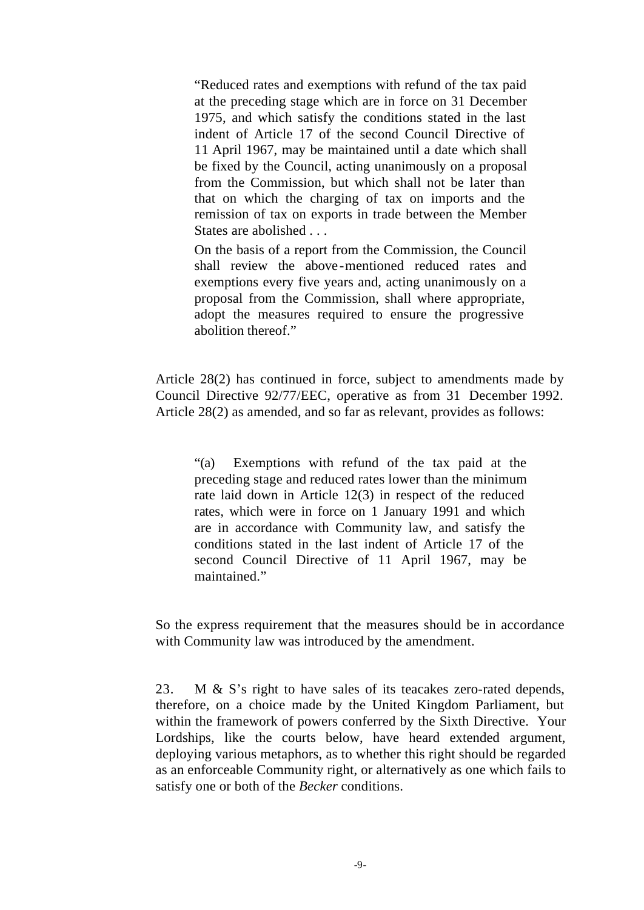> "Reduced rates and exemptions with refund of the tax paid at the preceding stage which are in force on 31 December 1975, and which satisfy the conditions stated in the last indent of Article 17 of the second Council Directive of 11 April 1967, may be maintained until a date which shall be fixed by the Council, acting unanimously on a proposal from the Commission, but which shall not be later than that on which the charging of tax on imports and the remission of tax on exports in trade between the Member States are abolished . . .
>
> On the basis of a report from the Commission, the Council shall review the above-mentioned reduced rates and exemptions every five years and, acting unanimously on a proposal from the Commission, shall where appropriate, adopt the measures required to ensure the progressive abolition thereof."

Article 28(2) has continued in force, subject to amendments made by Council Directive 92/77/EEC, operative as from 31 December 1992. Article 28(2) as amended, and so far as relevant, provides as follows:

> "(a) Exemptions with refund of the tax paid at the preceding stage and reduced rates lower than the minimum rate laid down in Article 12(3) in respect of the reduced rates, which were in force on 1 January 1991 and which are in accordance with Community law, and satisfy the conditions stated in the last indent of Article 17 of the second Council Directive of 11 April 1967, may be maintained."

So the express requirement that the measures should be in accordance with Community law was introduced by the amendment.

23. M & S's right to have sales of its teacakes zero-rated depends, therefore, on a choice made by the United Kingdom Parliament, but within the framework of powers conferred by the Sixth Directive. Your Lordships, like the courts below, have heard extended argument, deploying various metaphors, as to whether this right should be regarded as an enforceable Community right, or alternatively as one which fails to satisfy one or both of the *Becker* conditions.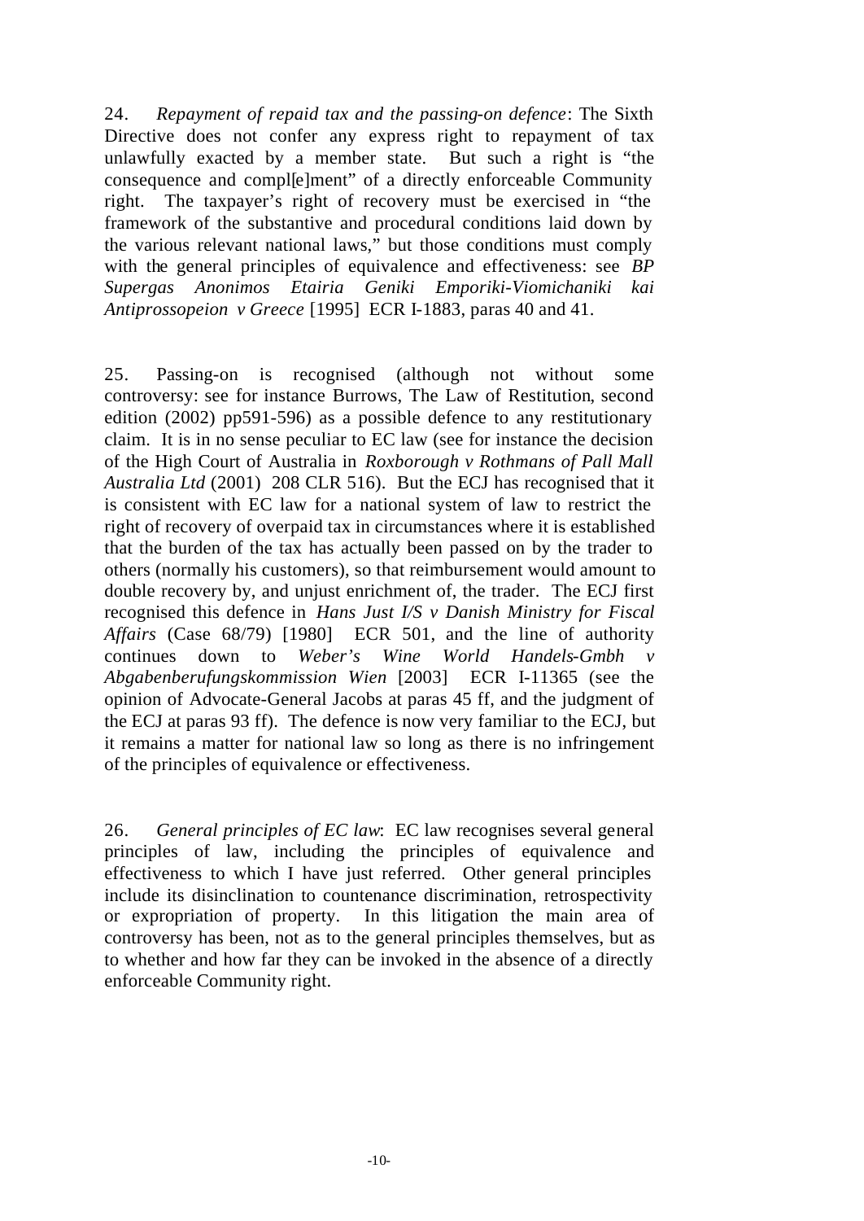24. *Repayment of repaid tax and the passing-on defence*: The Sixth Directive does not confer any express right to repayment of tax unlawfully exacted by a member state. But such a right is "the consequence and compl[e]ment" of a directly enforceable Community right. The taxpayer's right of recovery must be exercised in "the framework of the substantive and procedural conditions laid down by the various relevant national laws," but those conditions must comply with the general principles of equivalence and effectiveness: see *BP Supergas Anonimos Etairia Geniki Emporiki-Viomichaniki kai Antiprossopeion v Greece* [1995] ECR I-1883, paras 40 and 41.

25. Passing-on is recognised (although not without some controversy: see for instance Burrows, The Law of Restitution, second edition (2002) pp591-596) as a possible defence to any restitutionary claim. It is in no sense peculiar to EC law (see for instance the decision of the High Court of Australia in *Roxborough v Rothmans of Pall Mall Australia Ltd* (2001) 208 CLR 516). But the ECJ has recognised that it is consistent with EC law for a national system of law to restrict the right of recovery of overpaid tax in circumstances where it is established that the burden of the tax has actually been passed on by the trader to others (normally his customers), so that reimbursement would amount to double recovery by, and unjust enrichment of, the trader. The ECJ first recognised this defence in *Hans Just I/S v Danish Ministry for Fiscal Affairs* (Case 68/79) [1980] ECR 501, and the line of authority continues down to *Weber's Wine World Handels-Gmbh v Abgabenberufungskommission Wien* [2003] ECR I-11365 (see the opinion of Advocate-General Jacobs at paras 45 ff, and the judgment of the ECJ at paras 93 ff). The defence is now very familiar to the ECJ, but it remains a matter for national law so long as there is no infringement of the principles of equivalence or effectiveness.

26. *General principles of EC law*: EC law recognises several general principles of law, including the principles of equivalence and effectiveness to which I have just referred. Other general principles include its disinclination to countenance discrimination, retrospectivity or expropriation of property. In this litigation the main area of controversy has been, not as to the general principles themselves, but as to whether and how far they can be invoked in the absence of a directly enforceable Community right.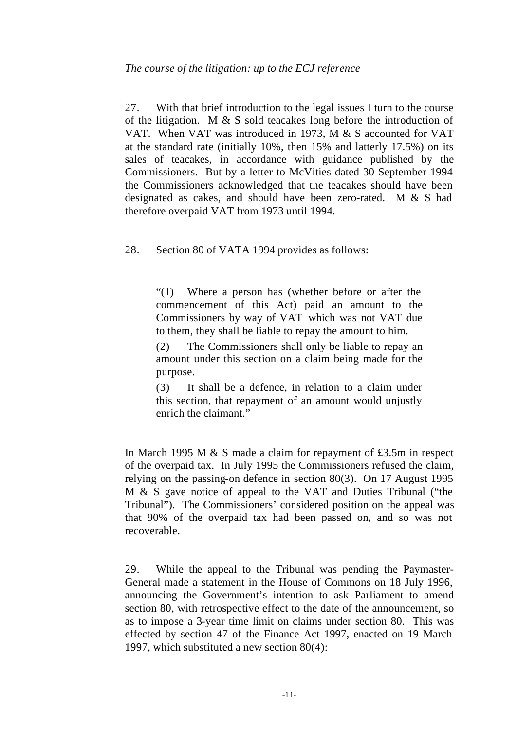*The course of the litigation: up to the ECJ reference*

27. With that brief introduction to the legal issues I turn to the course of the litigation. M & S sold teacakes long before the introduction of VAT. When VAT was introduced in 1973, M & S accounted for VAT at the standard rate (initially 10%, then 15% and latterly 17.5%) on its sales of teacakes, in accordance with guidance published by the Commissioners. But by a letter to McVities dated 30 September 1994 the Commissioners acknowledged that the teacakes should have been designated as cakes, and should have been zero-rated. M & S had therefore overpaid VAT from 1973 until 1994.

28. Section 80 of VATA 1994 provides as follows:

> "(1) Where a person has (whether before or after the commencement of this Act) paid an amount to the Commissioners by way of VAT which was not VAT due to them, they shall be liable to repay the amount to him.
>
> (2) The Commissioners shall only be liable to repay an amount under this section on a claim being made for the purpose.
>
> (3) It shall be a defence, in relation to a claim under this section, that repayment of an amount would unjustly enrich the claimant."

In March 1995 M & S made a claim for repayment of £3.5m in respect of the overpaid tax. In July 1995 the Commissioners refused the claim, relying on the passing-on defence in section 80(3). On 17 August 1995 M & S gave notice of appeal to the VAT and Duties Tribunal ("the Tribunal"). The Commissioners' considered position on the appeal was that 90% of the overpaid tax had been passed on, and so was not recoverable.

29. While the appeal to the Tribunal was pending the Paymaster-General made a statement in the House of Commons on 18 July 1996, announcing the Government's intention to ask Parliament to amend section 80, with retrospective effect to the date of the announcement, so as to impose a 3-year time limit on claims under section 80. This was effected by section 47 of the Finance Act 1997, enacted on 19 March 1997, which substituted a new section 80(4):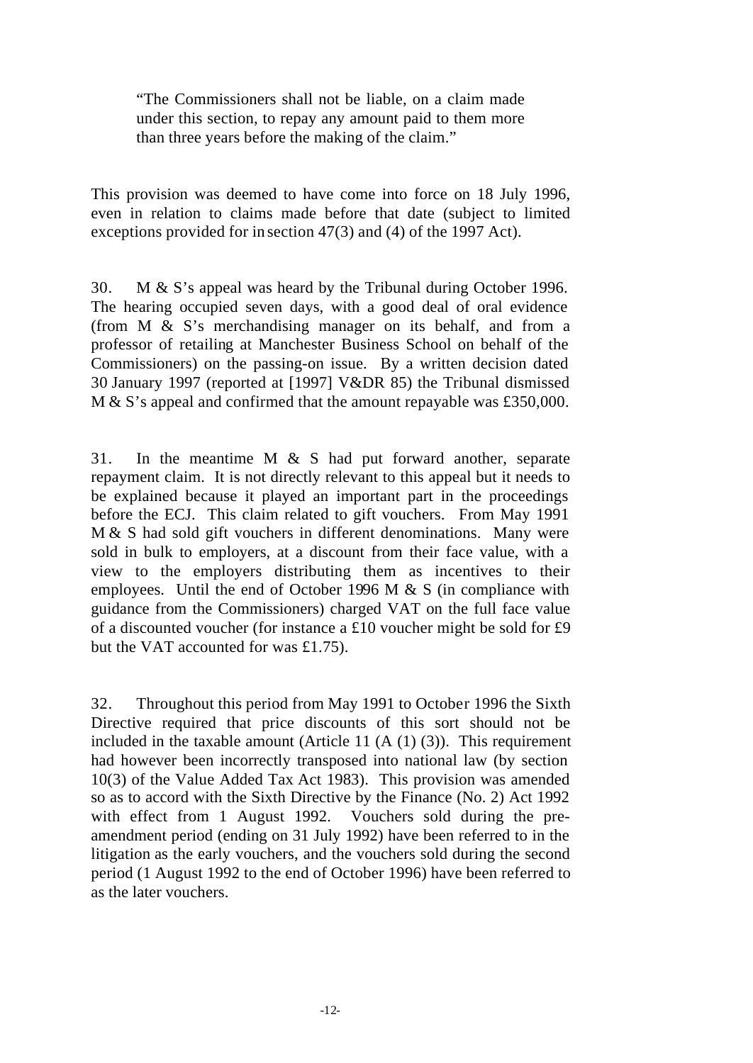> "The Commissioners shall not be liable, on a claim made under this section, to repay any amount paid to them more than three years before the making of the claim."

This provision was deemed to have come into force on 18 July 1996, even in relation to claims made before that date (subject to limited exceptions provided for in section 47(3) and (4) of the 1997 Act).

30. M & S's appeal was heard by the Tribunal during October 1996. The hearing occupied seven days, with a good deal of oral evidence (from M & S's merchandising manager on its behalf, and from a professor of retailing at Manchester Business School on behalf of the Commissioners) on the passing-on issue. By a written decision dated 30 January 1997 (reported at [1997] V&DR 85) the Tribunal dismissed M & S's appeal and confirmed that the amount repayable was £350,000.

31. In the meantime M & S had put forward another, separate repayment claim. It is not directly relevant to this appeal but it needs to be explained because it played an important part in the proceedings before the ECJ. This claim related to gift vouchers. From May 1991 M & S had sold gift vouchers in different denominations. Many were sold in bulk to employers, at a discount from their face value, with a view to the employers distributing them as incentives to their employees. Until the end of October 1996 M & S (in compliance with guidance from the Commissioners) charged VAT on the full face value of a discounted voucher (for instance a £10 voucher might be sold for £9 but the VAT accounted for was £1.75).

32. Throughout this period from May 1991 to October 1996 the Sixth Directive required that price discounts of this sort should not be included in the taxable amount (Article 11 (A (1) (3)). This requirement had however been incorrectly transposed into national law (by section 10(3) of the Value Added Tax Act 1983). This provision was amended so as to accord with the Sixth Directive by the Finance (No. 2) Act 1992 with effect from 1 August 1992. Vouchers sold during the pre-amendment period (ending on 31 July 1992) have been referred to in the litigation as the early vouchers, and the vouchers sold during the second period (1 August 1992 to the end of October 1996) have been referred to as the later vouchers.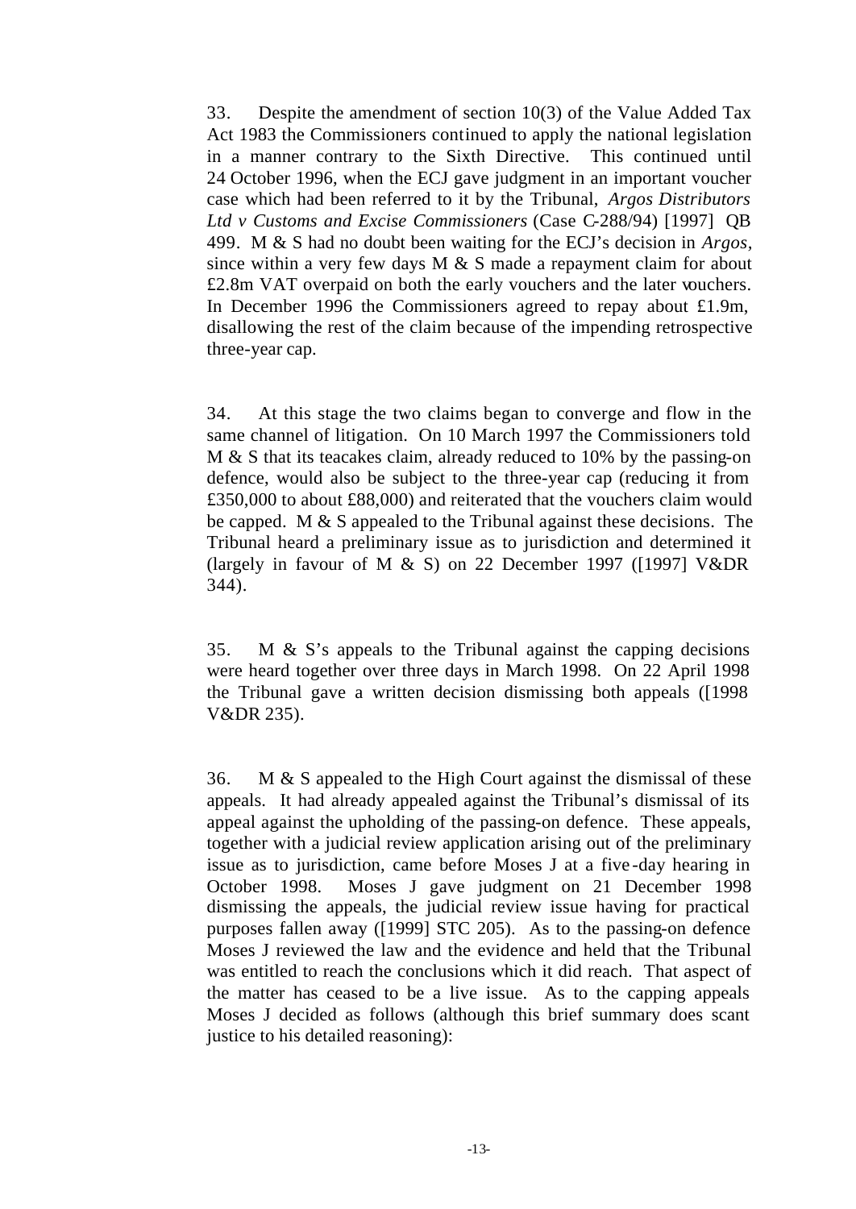33. Despite the amendment of section 10(3) of the Value Added Tax Act 1983 the Commissioners continued to apply the national legislation in a manner contrary to the Sixth Directive. This continued until 24 October 1996, when the ECJ gave judgment in an important voucher case which had been referred to it by the Tribunal, *Argos Distributors Ltd v Customs and Excise Commissioners* (Case C-288/94) [1997] QB 499. M & S had no doubt been waiting for the ECJ's decision in *Argos*, since within a very few days M & S made a repayment claim for about £2.8m VAT overpaid on both the early vouchers and the later vouchers. In December 1996 the Commissioners agreed to repay about £1.9m, disallowing the rest of the claim because of the impending retrospective three-year cap.

34. At this stage the two claims began to converge and flow in the same channel of litigation. On 10 March 1997 the Commissioners told M & S that its teacakes claim, already reduced to 10% by the passing-on defence, would also be subject to the three-year cap (reducing it from £350,000 to about £88,000) and reiterated that the vouchers claim would be capped. M & S appealed to the Tribunal against these decisions. The Tribunal heard a preliminary issue as to jurisdiction and determined it (largely in favour of M & S) on 22 December 1997 ([1997] V&DR 344).

35. M & S's appeals to the Tribunal against the capping decisions were heard together over three days in March 1998. On 22 April 1998 the Tribunal gave a written decision dismissing both appeals ([1998 V&DR 235).

36. M & S appealed to the High Court against the dismissal of these appeals. It had already appealed against the Tribunal's dismissal of its appeal against the upholding of the passing-on defence. These appeals, together with a judicial review application arising out of the preliminary issue as to jurisdiction, came before Moses J at a five-day hearing in October 1998. Moses J gave judgment on 21 December 1998 dismissing the appeals, the judicial review issue having for practical purposes fallen away ([1999] STC 205). As to the passing-on defence Moses J reviewed the law and the evidence and held that the Tribunal was entitled to reach the conclusions which it did reach. That aspect of the matter has ceased to be a live issue. As to the capping appeals Moses J decided as follows (although this brief summary does scant justice to his detailed reasoning):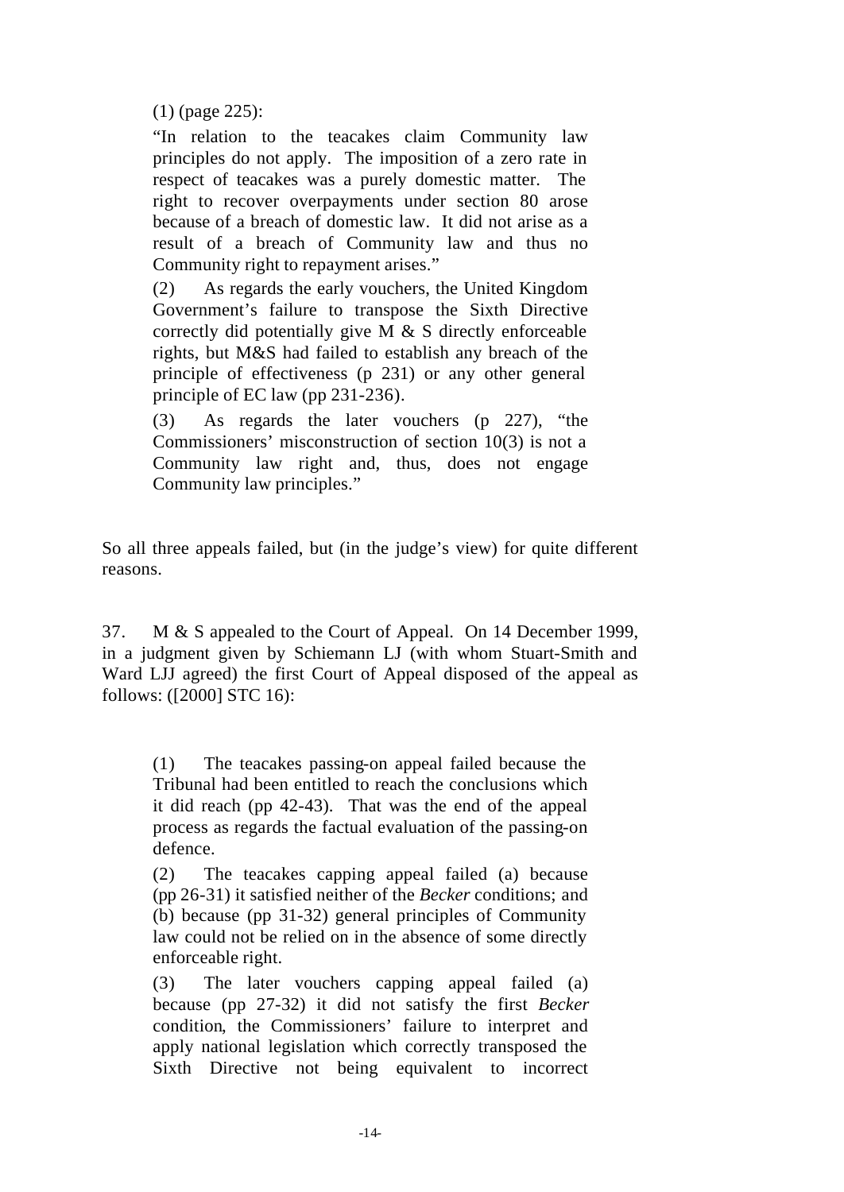(1) (page 225):

"In relation to the teacakes claim Community law principles do not apply. The imposition of a zero rate in respect of teacakes was a purely domestic matter. The right to recover overpayments under section 80 arose because of a breach of domestic law. It did not arise as a result of a breach of Community law and thus no Community right to repayment arises."

(2) As regards the early vouchers, the United Kingdom Government's failure to transpose the Sixth Directive correctly did potentially give M & S directly enforceable rights, but M&S had failed to establish any breach of the principle of effectiveness (p 231) or any other general principle of EC law (pp 231-236).

(3) As regards the later vouchers (p 227), "the Commissioners' misconstruction of section 10(3) is not a Community law right and, thus, does not engage Community law principles."

So all three appeals failed, but (in the judge's view) for quite different reasons.

37. M & S appealed to the Court of Appeal. On 14 December 1999, in a judgment given by Schiemann LJ (with whom Stuart-Smith and Ward LJJ agreed) the first Court of Appeal disposed of the appeal as follows: ([2000] STC 16):

(1) The teacakes passing-on appeal failed because the Tribunal had been entitled to reach the conclusions which it did reach (pp 42-43). That was the end of the appeal process as regards the factual evaluation of the passing-on defence.

(2) The teacakes capping appeal failed (a) because (pp 26-31) it satisfied neither of the *Becker* conditions; and (b) because (pp 31-32) general principles of Community law could not be relied on in the absence of some directly enforceable right.

(3) The later vouchers capping appeal failed (a) because (pp 27-32) it did not satisfy the first *Becker* condition, the Commissioners' failure to interpret and apply national legislation which correctly transposed the Sixth Directive not being equivalent to incorrect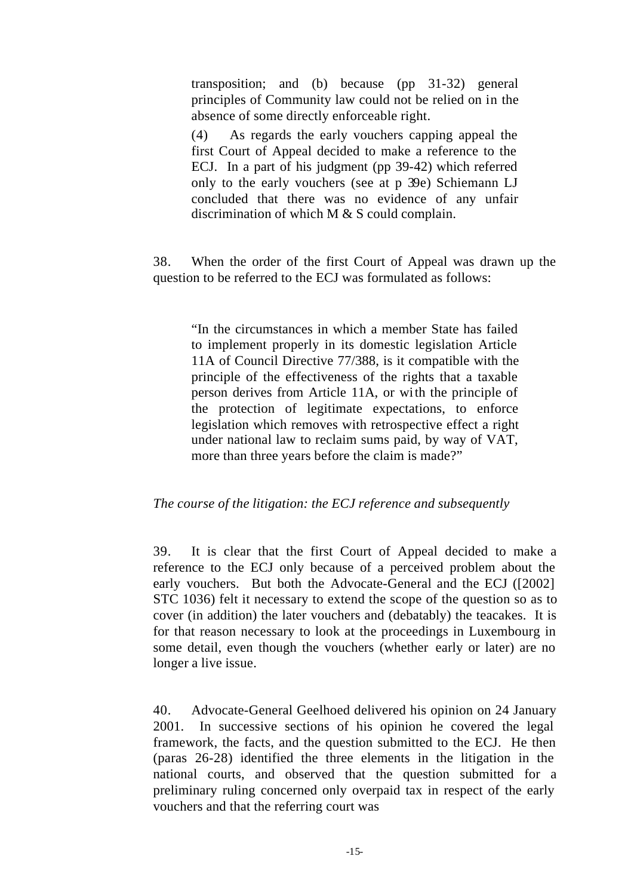transposition; and (b) because (pp 31-32) general principles of Community law could not be relied on in the absence of some directly enforceable right.

(4) As regards the early vouchers capping appeal the first Court of Appeal decided to make a reference to the ECJ. In a part of his judgment (pp 39-42) which referred only to the early vouchers (see at p 39e) Schiemann LJ concluded that there was no evidence of any unfair discrimination of which M & S could complain.

38. When the order of the first Court of Appeal was drawn up the question to be referred to the ECJ was formulated as follows:

> "In the circumstances in which a member State has failed to implement properly in its domestic legislation Article 11A of Council Directive 77/388, is it compatible with the principle of the effectiveness of the rights that a taxable person derives from Article 11A, or with the principle of the protection of legitimate expectations, to enforce legislation which removes with retrospective effect a right under national law to reclaim sums paid, by way of VAT, more than three years before the claim is made?"

*The course of the litigation: the ECJ reference and subsequently*

39. It is clear that the first Court of Appeal decided to make a reference to the ECJ only because of a perceived problem about the early vouchers. But both the Advocate-General and the ECJ ([2002] STC 1036) felt it necessary to extend the scope of the question so as to cover (in addition) the later vouchers and (debatably) the teacakes. It is for that reason necessary to look at the proceedings in Luxembourg in some detail, even though the vouchers (whether early or later) are no longer a live issue.

40. Advocate-General Geelhoed delivered his opinion on 24 January 2001. In successive sections of his opinion he covered the legal framework, the facts, and the question submitted to the ECJ. He then (paras 26-28) identified the three elements in the litigation in the national courts, and observed that the question submitted for a preliminary ruling concerned only overpaid tax in respect of the early vouchers and that the referring court was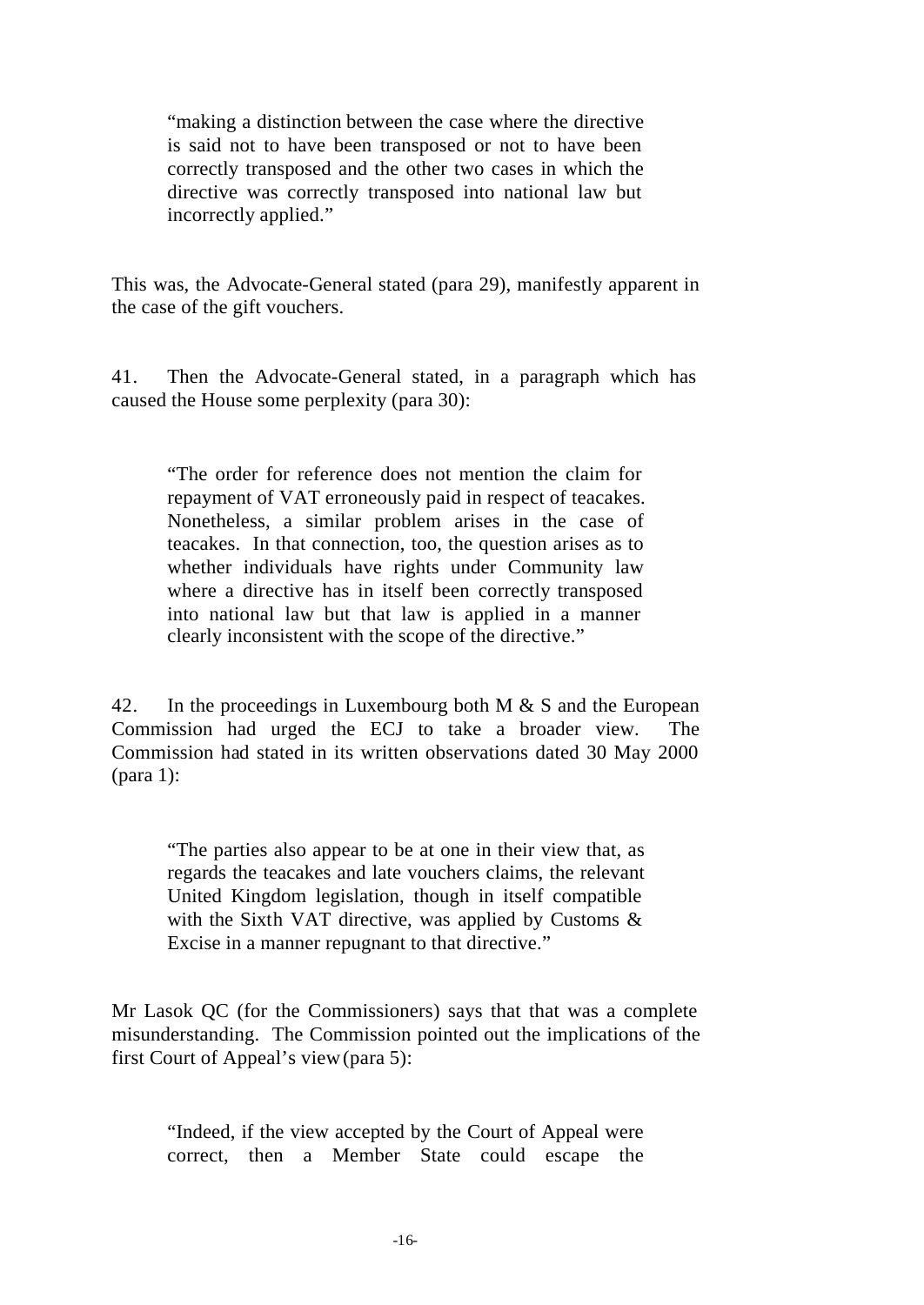> "making a distinction between the case where the directive is said not to have been transposed or not to have been correctly transposed and the other two cases in which the directive was correctly transposed into national law but incorrectly applied."

This was, the Advocate-General stated (para 29), manifestly apparent in the case of the gift vouchers.

41. Then the Advocate-General stated, in a paragraph which has caused the House some perplexity (para 30):

> "The order for reference does not mention the claim for repayment of VAT erroneously paid in respect of teacakes. Nonetheless, a similar problem arises in the case of teacakes. In that connection, too, the question arises as to whether individuals have rights under Community law where a directive has in itself been correctly transposed into national law but that law is applied in a manner clearly inconsistent with the scope of the directive."

42. In the proceedings in Luxembourg both M & S and the European Commission had urged the ECJ to take a broader view. The Commission had stated in its written observations dated 30 May 2000 (para 1):

> "The parties also appear to be at one in their view that, as regards the teacakes and late vouchers claims, the relevant United Kingdom legislation, though in itself compatible with the Sixth VAT directive, was applied by Customs & Excise in a manner repugnant to that directive."

Mr Lasok QC (for the Commissioners) says that that was a complete misunderstanding. The Commission pointed out the implications of the first Court of Appeal's view (para 5):

> "Indeed, if the view accepted by the Court of Appeal were correct, then a Member State could escape the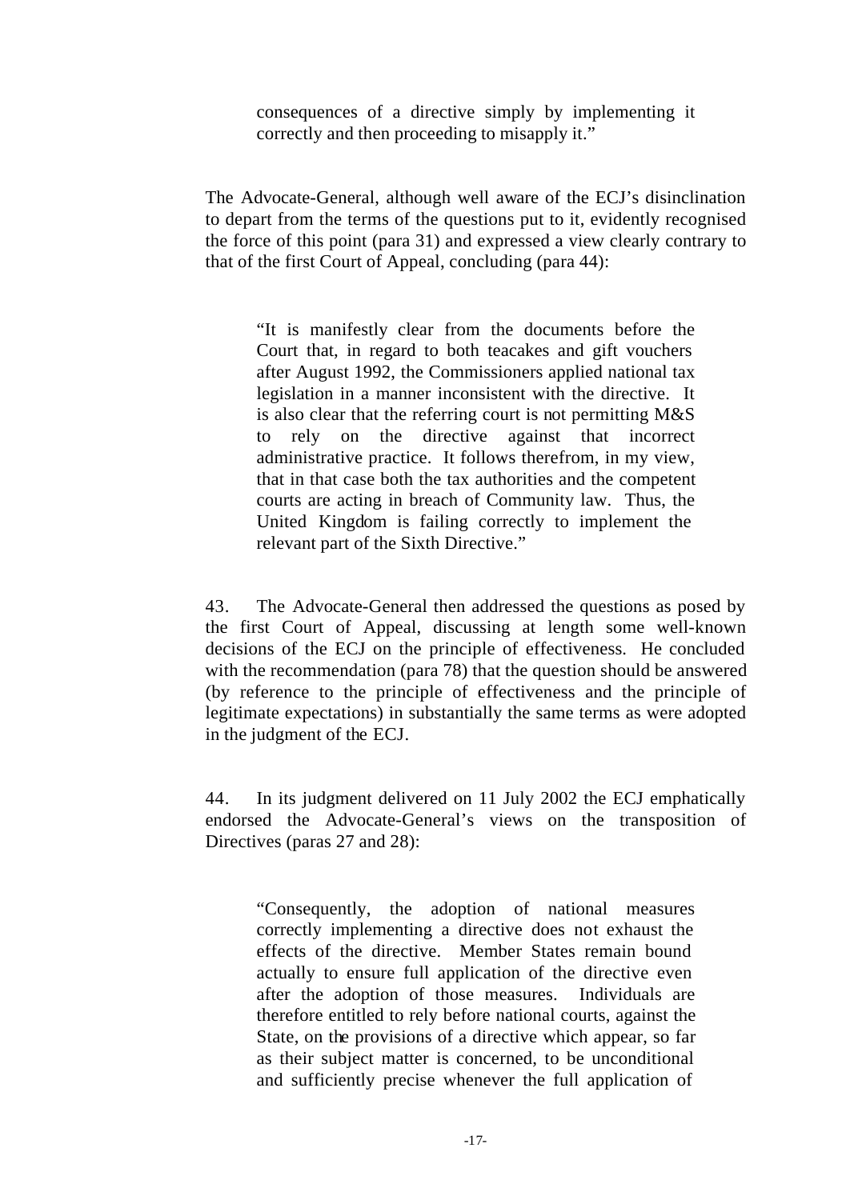> consequences of a directive simply by implementing it correctly and then proceeding to misapply it."

The Advocate-General, although well aware of the ECJ's disinclination to depart from the terms of the questions put to it, evidently recognised the force of this point (para 31) and expressed a view clearly contrary to that of the first Court of Appeal, concluding (para 44):

> "It is manifestly clear from the documents before the Court that, in regard to both teacakes and gift vouchers after August 1992, the Commissioners applied national tax legislation in a manner inconsistent with the directive. It is also clear that the referring court is not permitting M&S to rely on the directive against that incorrect administrative practice. It follows therefrom, in my view, that in that case both the tax authorities and the competent courts are acting in breach of Community law. Thus, the United Kingdom is failing correctly to implement the relevant part of the Sixth Directive."

43. The Advocate-General then addressed the questions as posed by the first Court of Appeal, discussing at length some well-known decisions of the ECJ on the principle of effectiveness. He concluded with the recommendation (para 78) that the question should be answered (by reference to the principle of effectiveness and the principle of legitimate expectations) in substantially the same terms as were adopted in the judgment of the ECJ.

44. In its judgment delivered on 11 July 2002 the ECJ emphatically endorsed the Advocate-General's views on the transposition of Directives (paras 27 and 28):

> "Consequently, the adoption of national measures correctly implementing a directive does not exhaust the effects of the directive. Member States remain bound actually to ensure full application of the directive even after the adoption of those measures. Individuals are therefore entitled to rely before national courts, against the State, on the provisions of a directive which appear, so far as their subject matter is concerned, to be unconditional and sufficiently precise whenever the full application of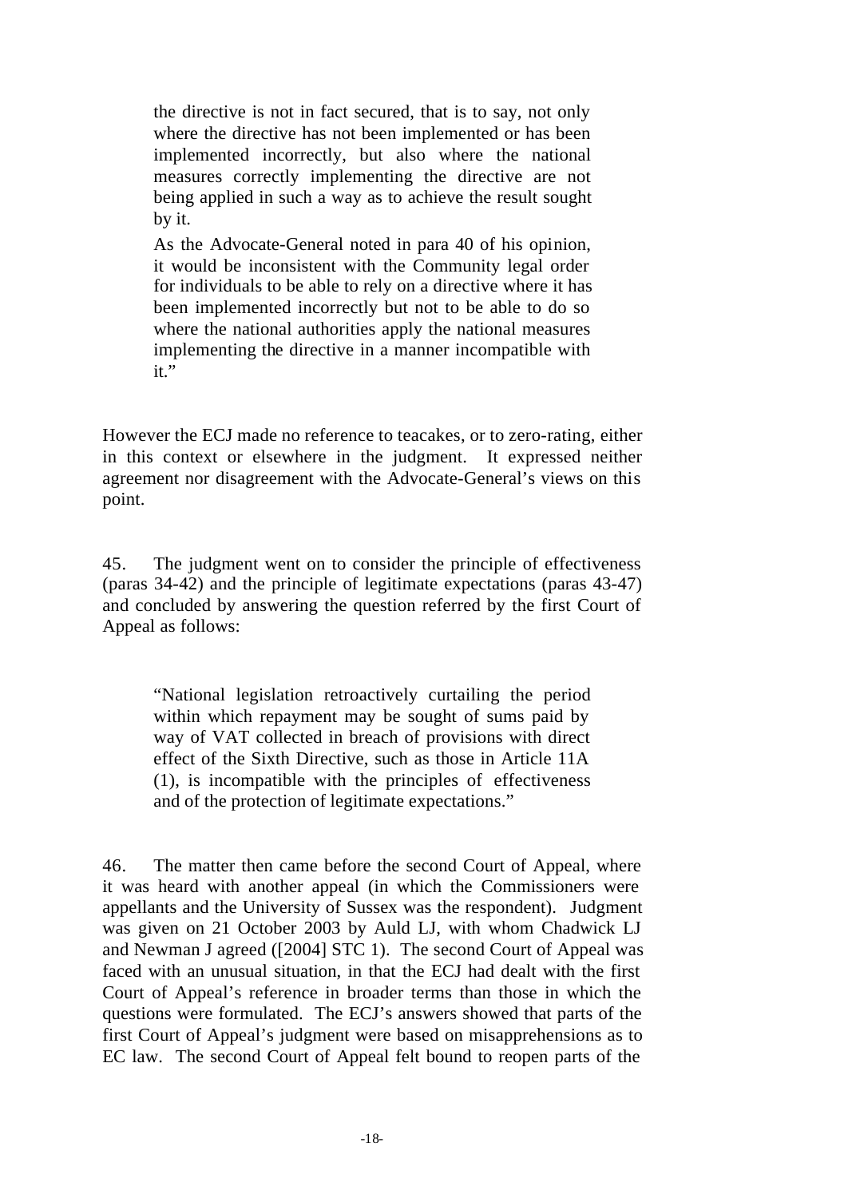> the directive is not in fact secured, that is to say, not only where the directive has not been implemented or has been implemented incorrectly, but also where the national measures correctly implementing the directive are not being applied in such a way as to achieve the result sought by it.
>
> As the Advocate-General noted in para 40 of his opinion, it would be inconsistent with the Community legal order for individuals to be able to rely on a directive where it has been implemented incorrectly but not to be able to do so where the national authorities apply the national measures implementing the directive in a manner incompatible with it."

However the ECJ made no reference to teacakes, or to zero-rating, either in this context or elsewhere in the judgment. It expressed neither agreement nor disagreement with the Advocate-General's views on this point.

45. The judgment went on to consider the principle of effectiveness (paras 34-42) and the principle of legitimate expectations (paras 43-47) and concluded by answering the question referred by the first Court of Appeal as follows:

> "National legislation retroactively curtailing the period within which repayment may be sought of sums paid by way of VAT collected in breach of provisions with direct effect of the Sixth Directive, such as those in Article 11A (1), is incompatible with the principles of effectiveness and of the protection of legitimate expectations."

46. The matter then came before the second Court of Appeal, where it was heard with another appeal (in which the Commissioners were appellants and the University of Sussex was the respondent). Judgment was given on 21 October 2003 by Auld LJ, with whom Chadwick LJ and Newman J agreed ([2004] STC 1). The second Court of Appeal was faced with an unusual situation, in that the ECJ had dealt with the first Court of Appeal's reference in broader terms than those in which the questions were formulated. The ECJ's answers showed that parts of the first Court of Appeal's judgment were based on misapprehensions as to EC law. The second Court of Appeal felt bound to reopen parts of the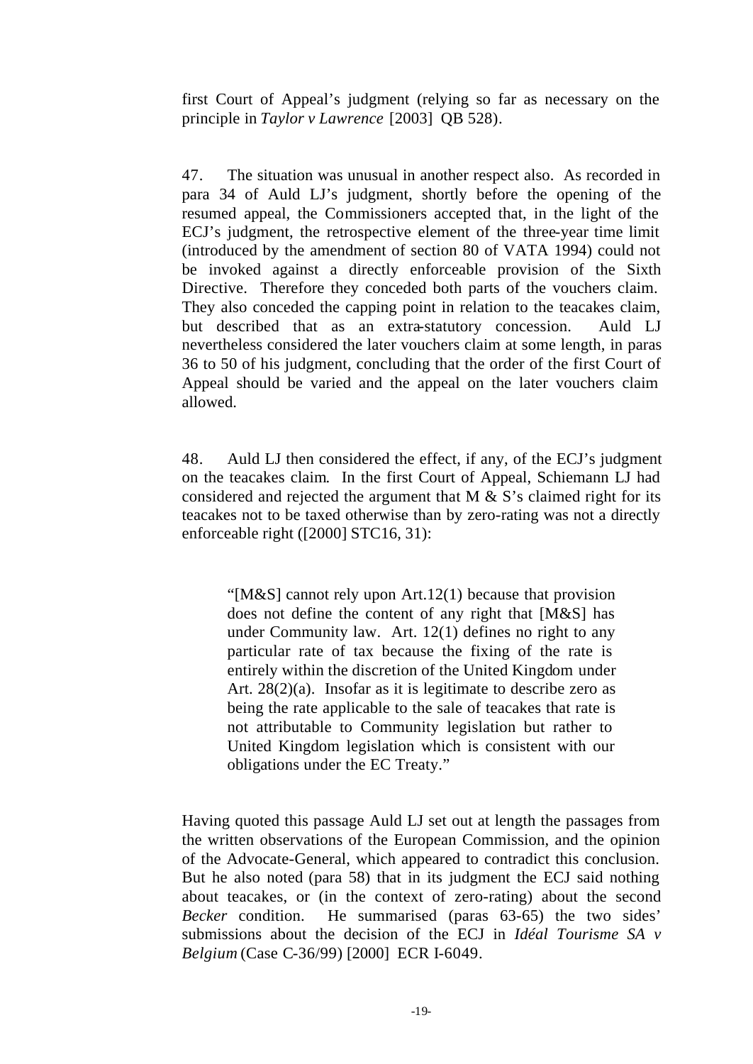first Court of Appeal's judgment (relying so far as necessary on the principle in *Taylor v Lawrence* [2003] QB 528).

47. The situation was unusual in another respect also. As recorded in para 34 of Auld LJ's judgment, shortly before the opening of the resumed appeal, the Commissioners accepted that, in the light of the ECJ's judgment, the retrospective element of the three-year time limit (introduced by the amendment of section 80 of VATA 1994) could not be invoked against a directly enforceable provision of the Sixth Directive. Therefore they conceded both parts of the vouchers claim. They also conceded the capping point in relation to the teacakes claim, but described that as an extra-statutory concession. Auld LJ nevertheless considered the later vouchers claim at some length, in paras 36 to 50 of his judgment, concluding that the order of the first Court of Appeal should be varied and the appeal on the later vouchers claim allowed.

48. Auld LJ then considered the effect, if any, of the ECJ's judgment on the teacakes claim. In the first Court of Appeal, Schiemann LJ had considered and rejected the argument that M & S's claimed right for its teacakes not to be taxed otherwise than by zero-rating was not a directly enforceable right ([2000] STC16, 31):

> "[M&S] cannot rely upon Art.12(1) because that provision does not define the content of any right that [M&S] has under Community law. Art. 12(1) defines no right to any particular rate of tax because the fixing of the rate is entirely within the discretion of the United Kingdom under Art. 28(2)(a). Insofar as it is legitimate to describe zero as being the rate applicable to the sale of teacakes that rate is not attributable to Community legislation but rather to United Kingdom legislation which is consistent with our obligations under the EC Treaty."

Having quoted this passage Auld LJ set out at length the passages from the written observations of the European Commission, and the opinion of the Advocate-General, which appeared to contradict this conclusion. But he also noted (para 58) that in its judgment the ECJ said nothing about teacakes, or (in the context of zero-rating) about the second *Becker* condition. He summarised (paras 63-65) the two sides' submissions about the decision of the ECJ in *Idéal Tourisme SA v Belgium* (Case C-36/99) [2000] ECR I-6049.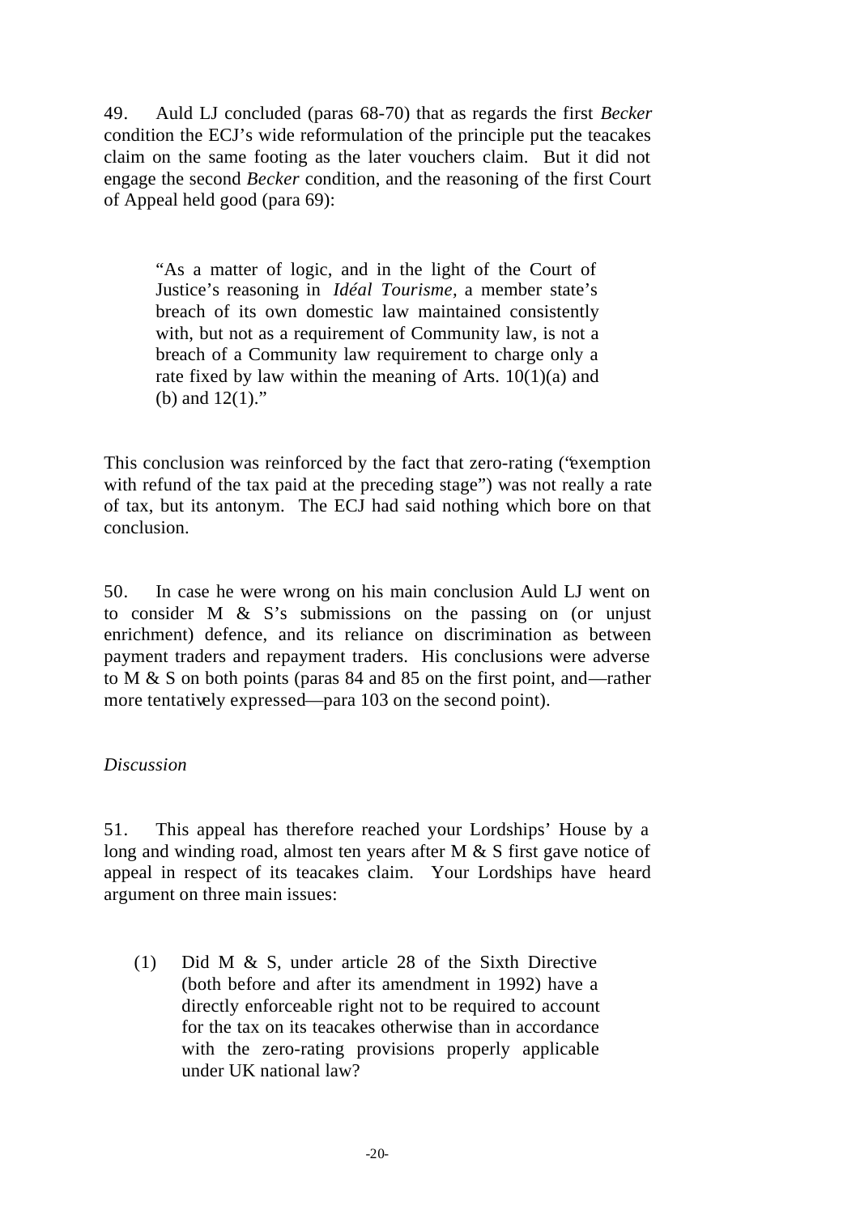49. Auld LJ concluded (paras 68-70) that as regards the first *Becker* condition the ECJ's wide reformulation of the principle put the teacakes claim on the same footing as the later vouchers claim. But it did not engage the second *Becker* condition, and the reasoning of the first Court of Appeal held good (para 69):

> "As a matter of logic, and in the light of the Court of Justice's reasoning in *Idéal Tourisme*, a member state's breach of its own domestic law maintained consistently with, but not as a requirement of Community law, is not a breach of a Community law requirement to charge only a rate fixed by law within the meaning of Arts. 10(1)(a) and (b) and 12(1)."

This conclusion was reinforced by the fact that zero-rating ("exemption with refund of the tax paid at the preceding stage") was not really a rate of tax, but its antonym. The ECJ had said nothing which bore on that conclusion.

50. In case he were wrong on his main conclusion Auld LJ went on to consider M & S's submissions on the passing on (or unjust enrichment) defence, and its reliance on discrimination as between payment traders and repayment traders. His conclusions were adverse to M & S on both points (paras 84 and 85 on the first point, and—rather more tentatively expressed—para 103 on the second point).

*Discussion*

51. This appeal has therefore reached your Lordships' House by a long and winding road, almost ten years after M & S first gave notice of appeal in respect of its teacakes claim. Your Lordships have heard argument on three main issues:

(1) Did M & S, under article 28 of the Sixth Directive (both before and after its amendment in 1992) have a directly enforceable right not to be required to account for the tax on its teacakes otherwise than in accordance with the zero-rating provisions properly applicable under UK national law?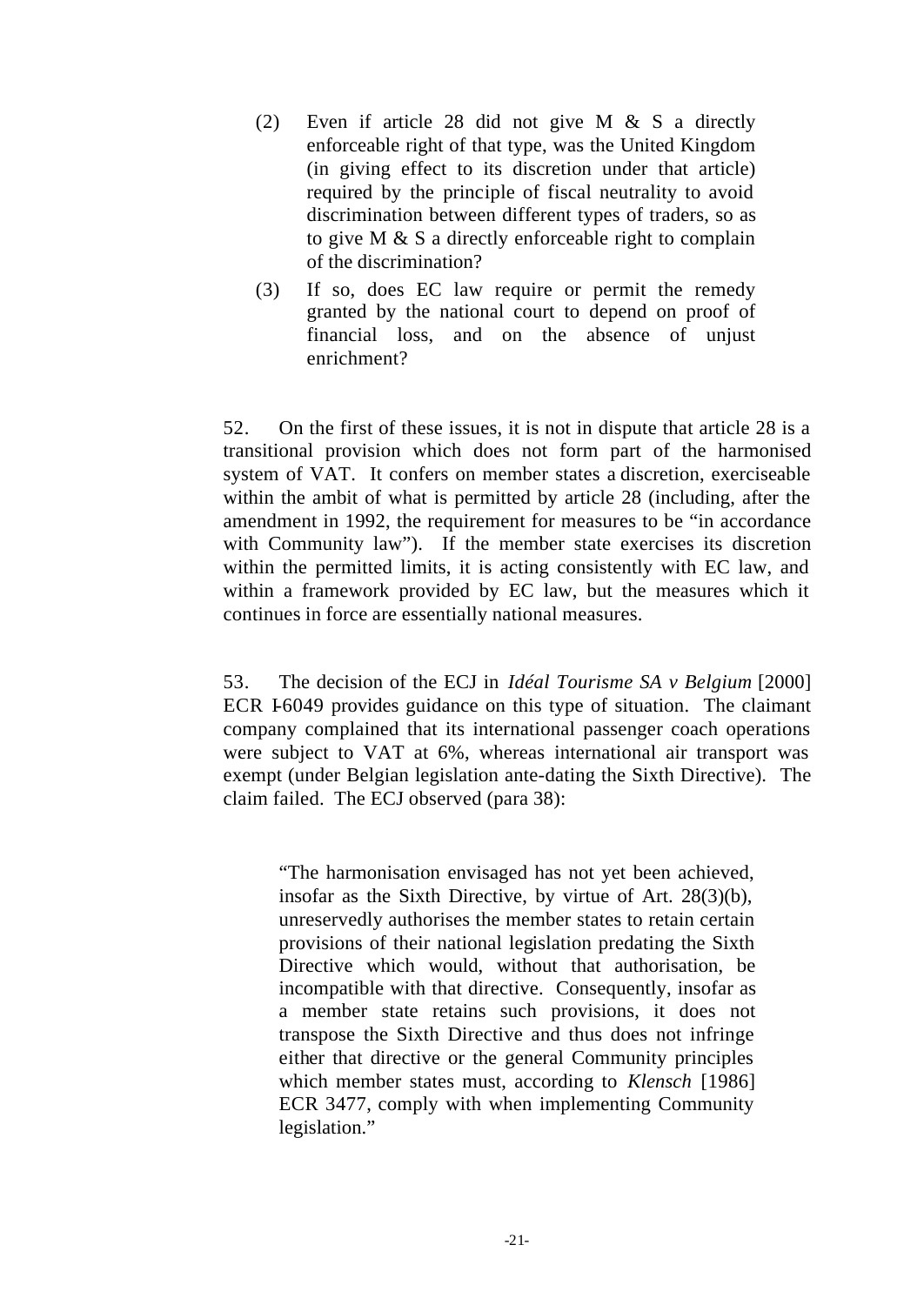(2) Even if article 28 did not give M & S a directly enforceable right of that type, was the United Kingdom (in giving effect to its discretion under that article) required by the principle of fiscal neutrality to avoid discrimination between different types of traders, so as to give M & S a directly enforceable right to complain of the discrimination?

(3) If so, does EC law require or permit the remedy granted by the national court to depend on proof of financial loss, and on the absence of unjust enrichment?

52. On the first of these issues, it is not in dispute that article 28 is a transitional provision which does not form part of the harmonised system of VAT. It confers on member states a discretion, exerciseable within the ambit of what is permitted by article 28 (including, after the amendment in 1992, the requirement for measures to be "in accordance with Community law"). If the member state exercises its discretion within the permitted limits, it is acting consistently with EC law, and within a framework provided by EC law, but the measures which it continues in force are essentially national measures.

53. The decision of the ECJ in *Idéal Tourisme SA v Belgium* [2000] ECR I-6049 provides guidance on this type of situation. The claimant company complained that its international passenger coach operations were subject to VAT at 6%, whereas international air transport was exempt (under Belgian legislation ante-dating the Sixth Directive). The claim failed. The ECJ observed (para 38):

> "The harmonisation envisaged has not yet been achieved, insofar as the Sixth Directive, by virtue of Art. 28(3)(b), unreservedly authorises the member states to retain certain provisions of their national legislation predating the Sixth Directive which would, without that authorisation, be incompatible with that directive. Consequently, insofar as a member state retains such provisions, it does not transpose the Sixth Directive and thus does not infringe either that directive or the general Community principles which member states must, according to *Klensch* [1986] ECR 3477, comply with when implementing Community legislation."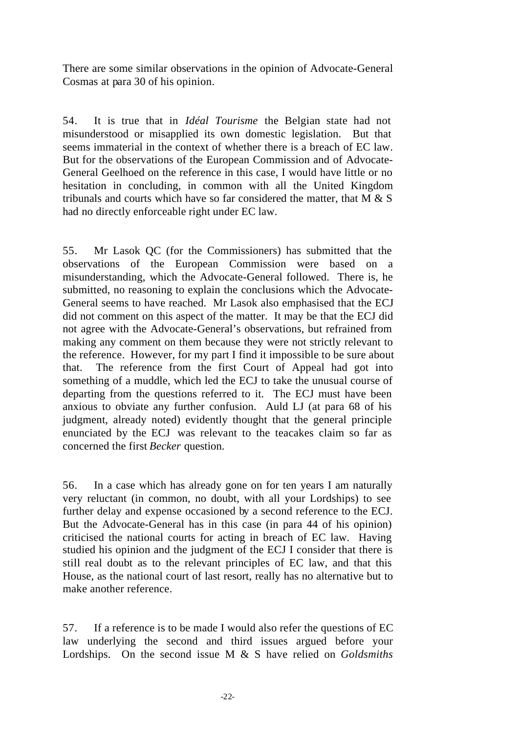There are some similar observations in the opinion of Advocate-General Cosmas at para 30 of his opinion.

54. It is true that in *Idéal Tourisme* the Belgian state had not misunderstood or misapplied its own domestic legislation. But that seems immaterial in the context of whether there is a breach of EC law. But for the observations of the European Commission and of Advocate-General Geelhoed on the reference in this case, I would have little or no hesitation in concluding, in common with all the United Kingdom tribunals and courts which have so far considered the matter, that M & S had no directly enforceable right under EC law.

55. Mr Lasok QC (for the Commissioners) has submitted that the observations of the European Commission were based on a misunderstanding, which the Advocate-General followed. There is, he submitted, no reasoning to explain the conclusions which the Advocate-General seems to have reached. Mr Lasok also emphasised that the ECJ did not comment on this aspect of the matter. It may be that the ECJ did not agree with the Advocate-General's observations, but refrained from making any comment on them because they were not strictly relevant to the reference. However, for my part I find it impossible to be sure about that. The reference from the first Court of Appeal had got into something of a muddle, which led the ECJ to take the unusual course of departing from the questions referred to it. The ECJ must have been anxious to obviate any further confusion. Auld LJ (at para 68 of his judgment, already noted) evidently thought that the general principle enunciated by the ECJ was relevant to the teacakes claim so far as concerned the first *Becker* question.

56. In a case which has already gone on for ten years I am naturally very reluctant (in common, no doubt, with all your Lordships) to see further delay and expense occasioned by a second reference to the ECJ. But the Advocate-General has in this case (in para 44 of his opinion) criticised the national courts for acting in breach of EC law. Having studied his opinion and the judgment of the ECJ I consider that there is still real doubt as to the relevant principles of EC law, and that this House, as the national court of last resort, really has no alternative but to make another reference.

57. If a reference is to be made I would also refer the questions of EC law underlying the second and third issues argued before your Lordships. On the second issue M & S have relied on *Goldsmiths*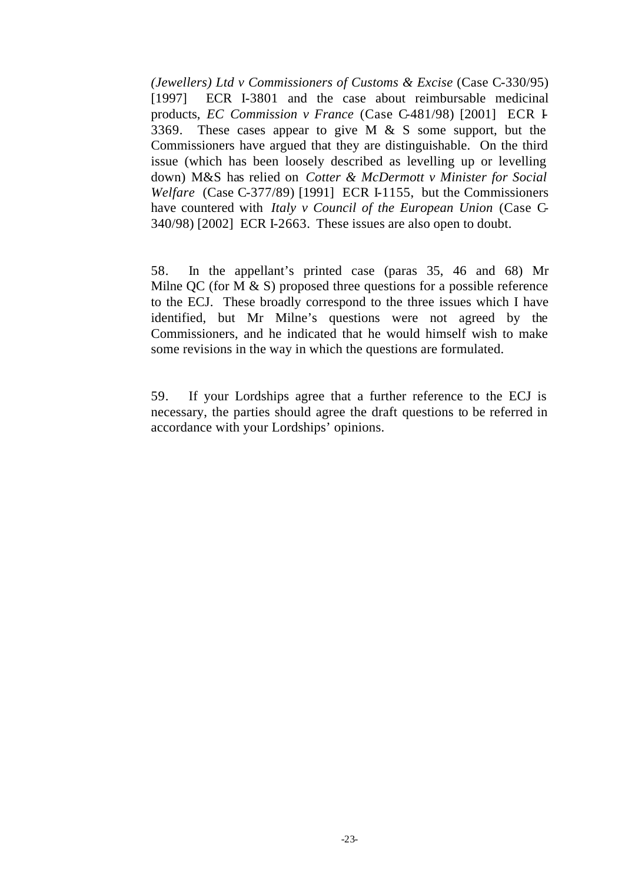*(Jewellers) Ltd v Commissioners of Customs & Excise* (Case C-330/95) [1997] ECR I-3801 and the case about reimbursable medicinal products, *EC Commission v France* (Case C-481/98) [2001] ECR I-3369. These cases appear to give M & S some support, but the Commissioners have argued that they are distinguishable. On the third issue (which has been loosely described as levelling up or levelling down) M&S has relied on *Cotter & McDermott v Minister for Social Welfare* (Case C-377/89) [1991] ECR I-1155, but the Commissioners have countered with *Italy v Council of the European Union* (Case C-340/98) [2002] ECR I-2663. These issues are also open to doubt.

58. In the appellant's printed case (paras 35, 46 and 68) Mr Milne QC (for M & S) proposed three questions for a possible reference to the ECJ. These broadly correspond to the three issues which I have identified, but Mr Milne's questions were not agreed by the Commissioners, and he indicated that he would himself wish to make some revisions in the way in which the questions are formulated.

59. If your Lordships agree that a further reference to the ECJ is necessary, the parties should agree the draft questions to be referred in accordance with your Lordships' opinions.